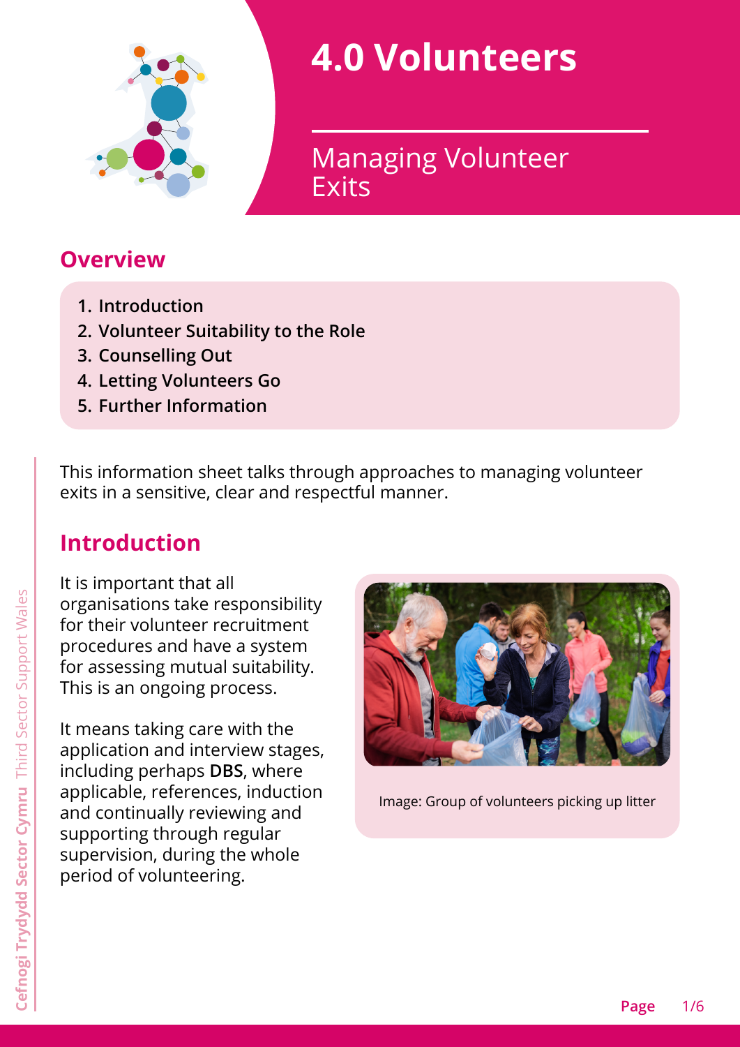# 4.0 Volunteers

## Managing Volunteer Exits

## Overview

1. Introduction
2. Volunteer Suitability to the Role
3. Counselling Out
4. Letting Volunteers Go
5. Further Information

This information sheet talks through approaches to managing volunteer exits in a sensitive, clear and respectful manner.

## Introduction

It is important that all organisations take responsibility for their volunteer recruitment procedures and have a system for assessing mutual suitability. This is an ongoing process.

It means taking care with the application and interview stages, including perhaps **DBS**, where applicable, references, induction and continually reviewing and supporting through regular supervision, during the whole period of volunteering.

Image: Group of volunteers picking up litter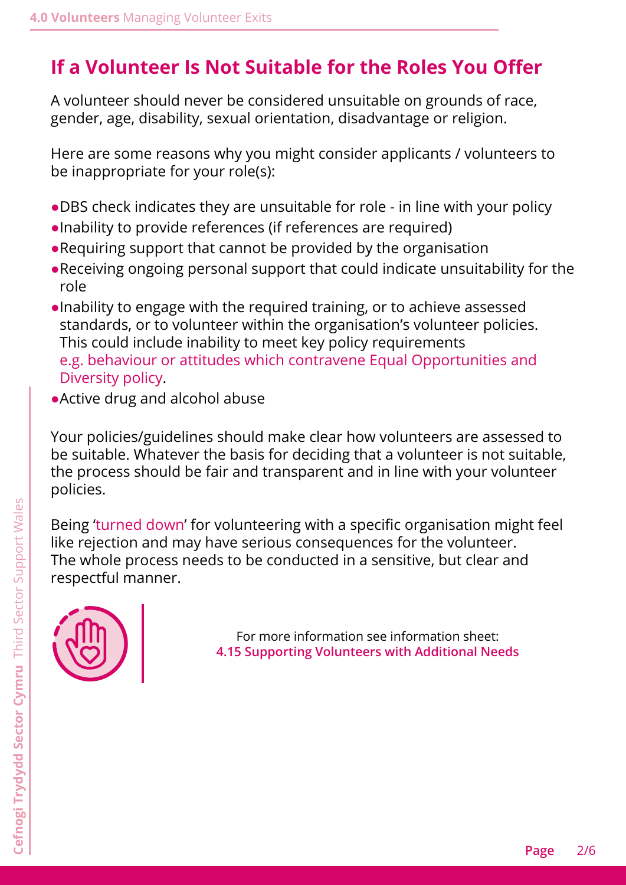# If a Volunteer Is Not Suitable for the Roles You Offer

A volunteer should never be considered unsuitable on grounds of race, gender, age, disability, sexual orientation, disadvantage or religion.

Here are some reasons why you might consider applicants / volunteers to be inappropriate for your role(s):

- DBS check indicates they are unsuitable for role - in line with your policy
- Inability to provide references (if references are required)
- Requiring support that cannot be provided by the organisation
- Receiving ongoing personal support that could indicate unsuitability for the role
- Inability to engage with the required training, or to achieve assessed standards, or to volunteer within the organisation's volunteer policies. This could include inability to meet key policy requirements e.g. behaviour or attitudes which contravene Equal Opportunities and Diversity policy.
- Active drug and alcohol abuse

Your policies/guidelines should make clear how volunteers are assessed to be suitable. Whatever the basis for deciding that a volunteer is not suitable, the process should be fair and transparent and in line with your volunteer policies.

Being 'turned down' for volunteering with a specific organisation might feel like rejection and may have serious consequences for the volunteer. The whole process needs to be conducted in a sensitive, but clear and respectful manner.

For more information see information sheet:
**4.15 Supporting Volunteers with Additional Needs**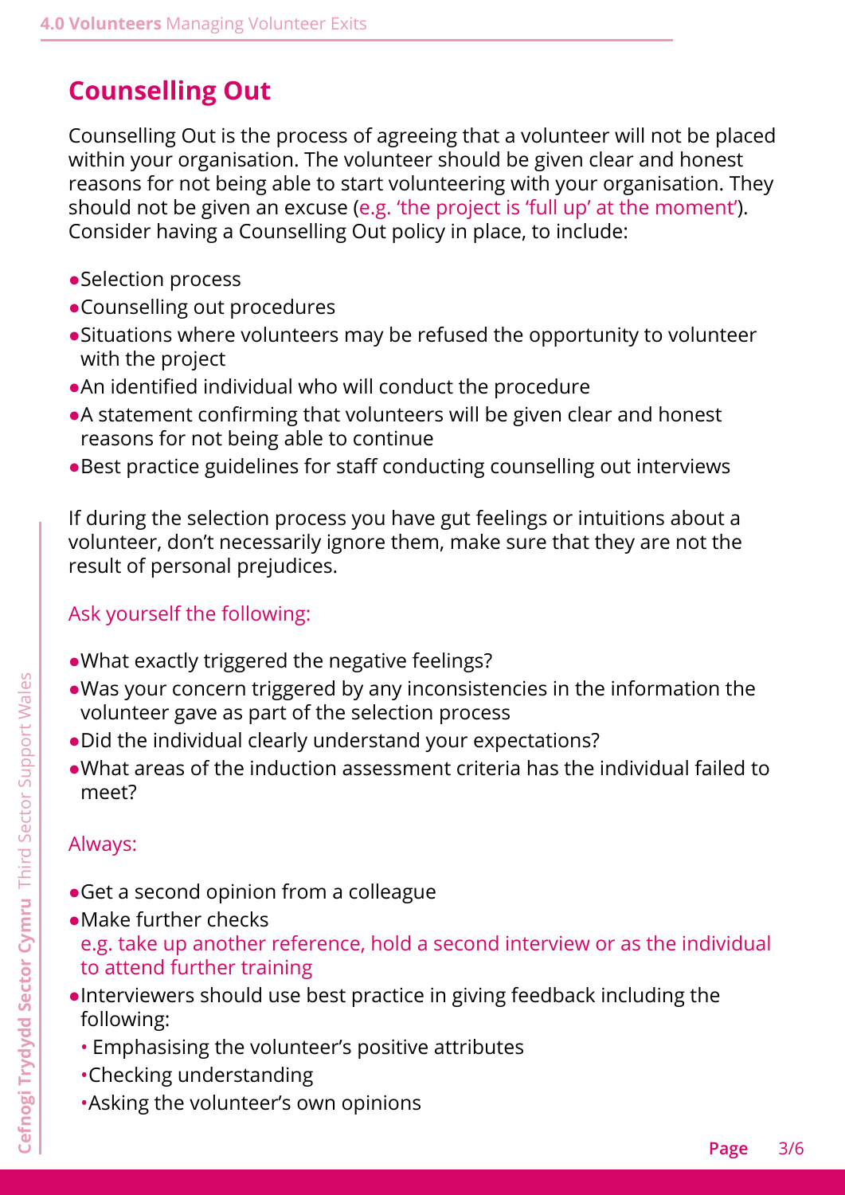## Counselling Out

Counselling Out is the process of agreeing that a volunteer will not be placed within your organisation. The volunteer should be given clear and honest reasons for not being able to start volunteering with your organisation. They should not be given an excuse (e.g. 'the project is 'full up' at the moment'). Consider having a Counselling Out policy in place, to include:

- Selection process
- Counselling out procedures
- Situations where volunteers may be refused the opportunity to volunteer with the project
- An identified individual who will conduct the procedure
- A statement confirming that volunteers will be given clear and honest reasons for not being able to continue
- Best practice guidelines for staff conducting counselling out interviews

If during the selection process you have gut feelings or intuitions about a volunteer, don't necessarily ignore them, make sure that they are not the result of personal prejudices.

Ask yourself the following:

- What exactly triggered the negative feelings?
- Was your concern triggered by any inconsistencies in the information the volunteer gave as part of the selection process
- Did the individual clearly understand your expectations?
- What areas of the induction assessment criteria has the individual failed to meet?

Always:

- Get a second opinion from a colleague
- Make further checks
  e.g. take up another reference, hold a second interview or as the individual to attend further training
- Interviewers should use best practice in giving feedback including the following:
  - Emphasising the volunteer's positive attributes
  - Checking understanding
  - Asking the volunteer's own opinions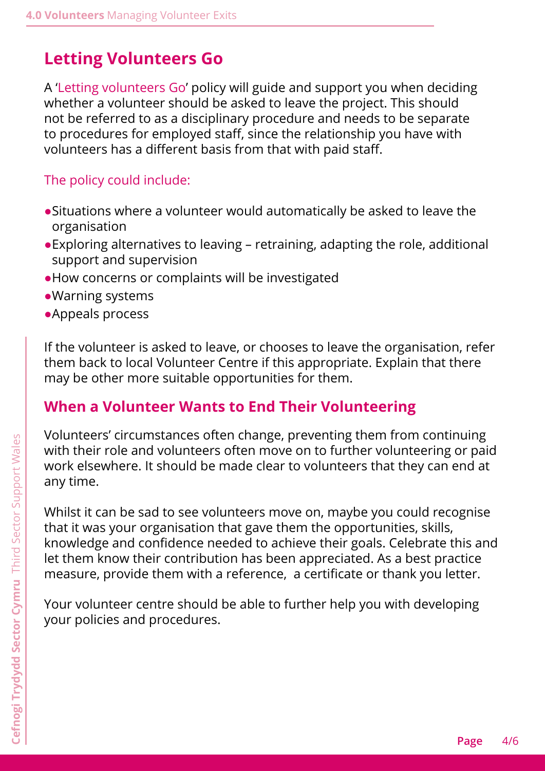## Letting Volunteers Go

A 'Letting volunteers Go' policy will guide and support you when deciding whether a volunteer should be asked to leave the project. This should not be referred to as a disciplinary procedure and needs to be separate to procedures for employed staff, since the relationship you have with volunteers has a different basis from that with paid staff.

The policy could include:

- Situations where a volunteer would automatically be asked to leave the organisation
- Exploring alternatives to leaving – retraining, adapting the role, additional support and supervision
- How concerns or complaints will be investigated
- Warning systems
- Appeals process

If the volunteer is asked to leave, or chooses to leave the organisation, refer them back to local Volunteer Centre if this appropriate. Explain that there may be other more suitable opportunities for them.

## When a Volunteer Wants to End Their Volunteering

Volunteers' circumstances often change, preventing them from continuing with their role and volunteers often move on to further volunteering or paid work elsewhere. It should be made clear to volunteers that they can end at any time.

Whilst it can be sad to see volunteers move on, maybe you could recognise that it was your organisation that gave them the opportunities, skills, knowledge and confidence needed to achieve their goals. Celebrate this and let them know their contribution has been appreciated. As a best practice measure, provide them with a reference, a certificate or thank you letter.

Your volunteer centre should be able to further help you with developing your policies and procedures.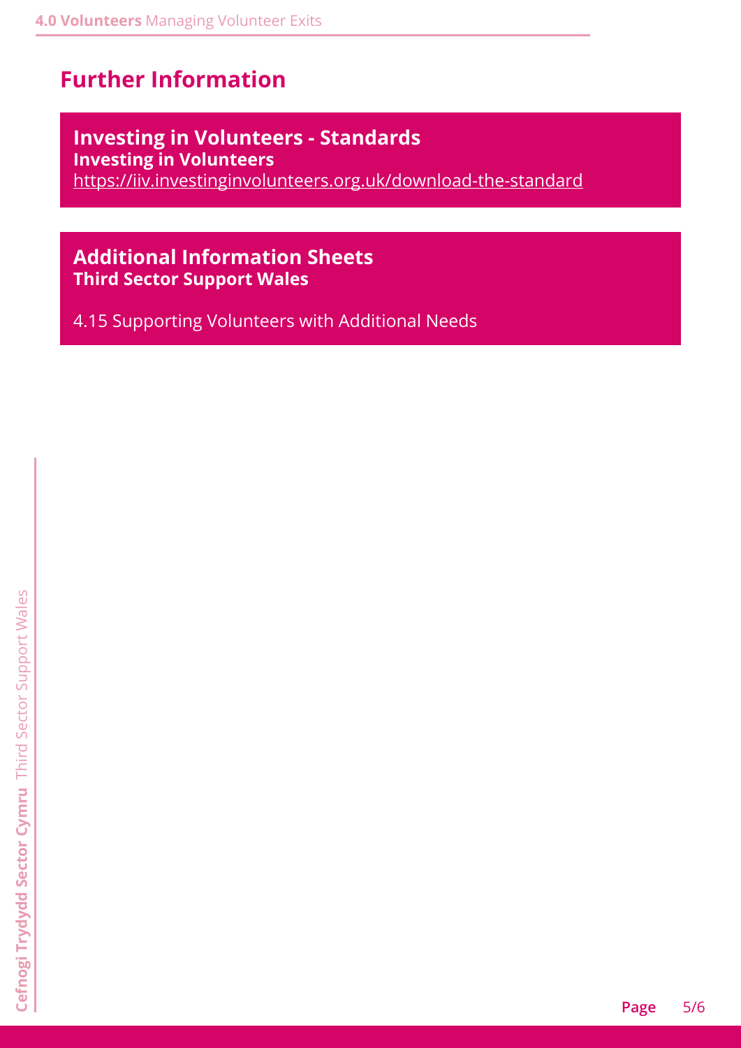## Further Information

### Investing in Volunteers - Standards

**Investing in Volunteers**

https://iiv.investinginvolunteers.org.uk/download-the-standard

### Additional Information Sheets

**Third Sector Support Wales**

4.15 Supporting Volunteers with Additional Needs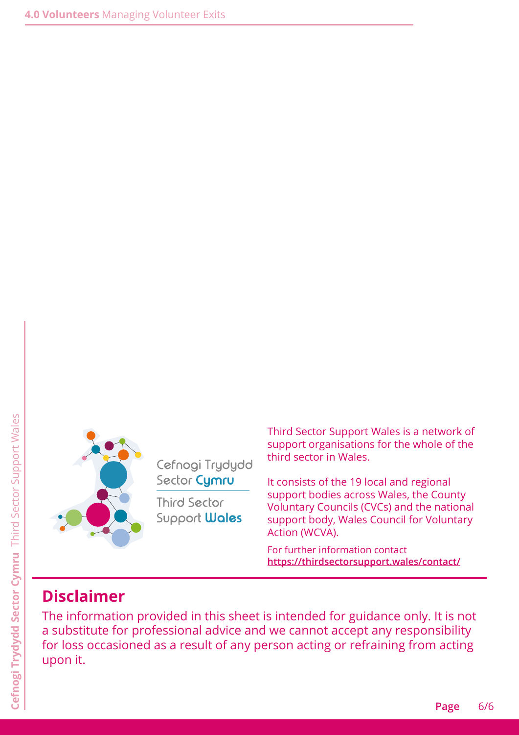Cefnogi Trydydd Sector Cymru

Third Sector Support Wales

Third Sector Support Wales is a network of support organisations for the whole of the third sector in Wales.

It consists of the 19 local and regional support bodies across Wales, the County Voluntary Councils (CVCs) and the national support body, Wales Council for Voluntary Action (WCVA).

For further information contact **https://thirdsectorsupport.wales/contact/**

## Disclaimer

The information provided in this sheet is intended for guidance only. It is not a substitute for professional advice and we cannot accept any responsibility for loss occasioned as a result of any person acting or refraining from acting upon it.